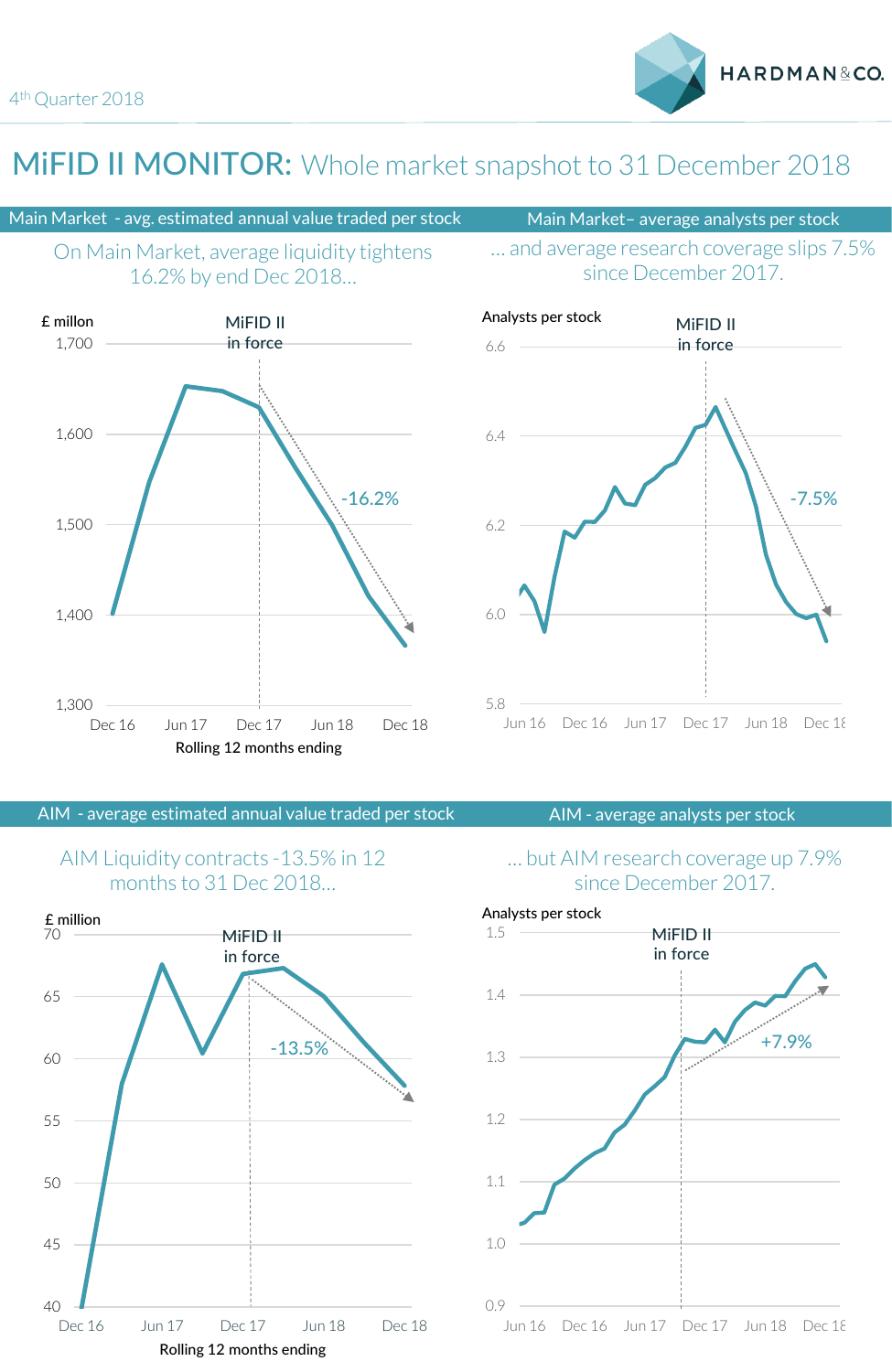4th Quarter 2018

HARDMAN & CO.

# MiFID II MONITOR: Whole market snapshot to 31 December 2018

## Main Market - avg. estimated annual value traded per stock

On Main Market, average liquidity tightens 16.2% by end Dec 2018…

£ millon

MiFID II in force

-16.2%

Rolling 12 months ending

## Main Market– average analysts per stock

… and average research coverage slips 7.5% since December 2017.

Analysts per stock

MiFID II in force

-7.5%

## AIM - average estimated annual value traded per stock

AIM Liquidity contracts -13.5% in 12 months to 31 Dec 2018…

£ million

MiFID II in force

-13.5%

Rolling 12 months ending

## AIM - average analysts per stock

… but AIM research coverage up 7.9% since December 2017.

Analysts per stock

MiFID II in force

+7.9%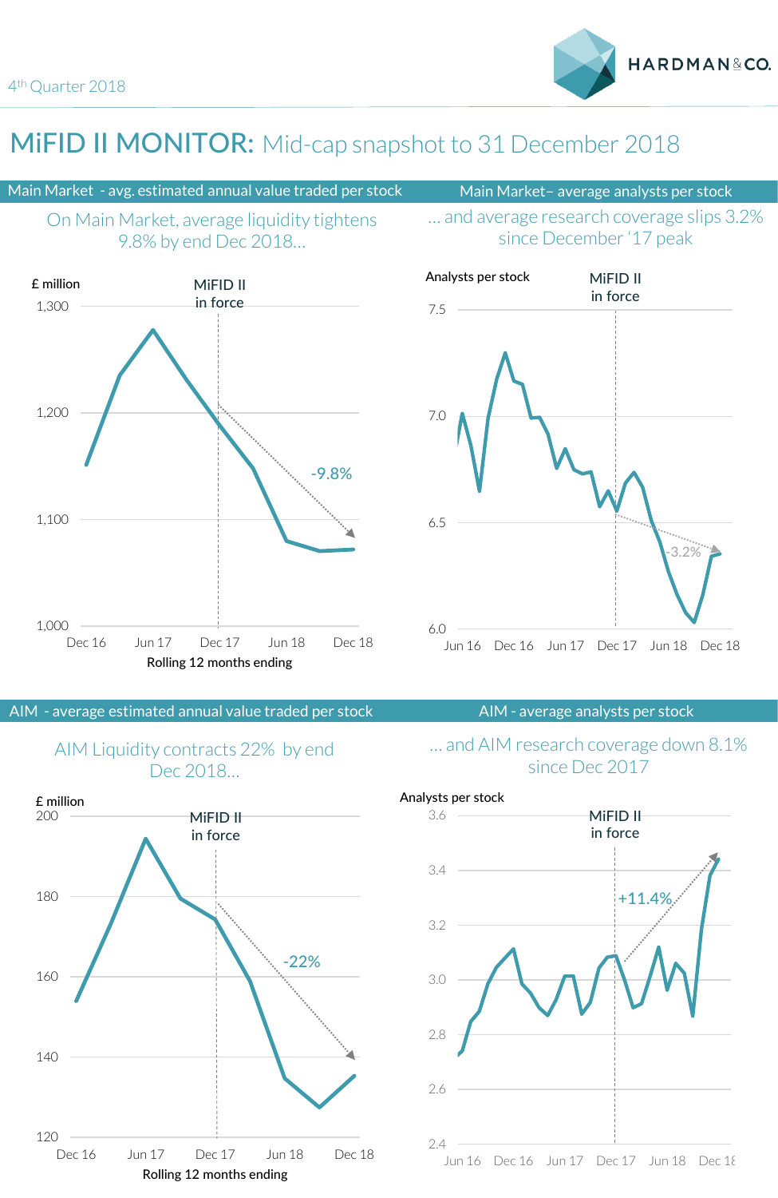4th Quarter 2018

# MiFID II MONITOR: Mid-cap snapshot to 31 December 2018

## Main Market - avg. estimated annual value traded per stock

On Main Market, average liquidity tightens 9.8% by end Dec 2018…

£ million

MiFID II in force

-9.8%

Rolling 12 months ending

## Main Market– average analysts per stock

… and average research coverage slips 3.2% since December '17 peak

Analysts per stock

MiFID II in force

-3.2%

## AIM - average estimated annual value traded per stock

AIM Liquidity contracts 22% by end Dec 2018…

£ million

MiFID II in force

-22%

Rolling 12 months ending

## AIM - average analysts per stock

… and AIM research coverage down 8.1% since Dec 2017

Analysts per stock

MiFID II in force

+11.4%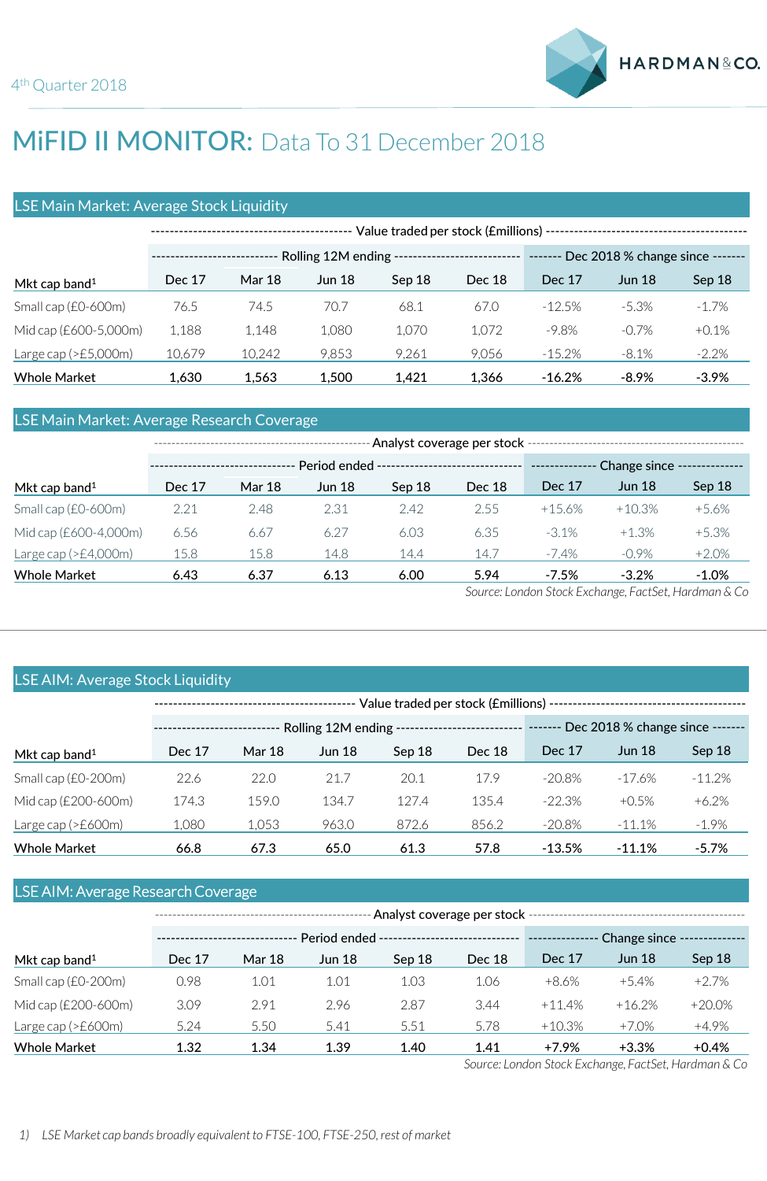4th Quarter 2018

# MiFID II MONITOR: Data To 31 December 2018

## LSE Main Market: Average Stock Liquidity

| | Value traded per stock (£millions) | | | | | | | |
|---|---|---|---|---|---|---|---|---|
| | Rolling 12M ending | | | | | Dec 2018 % change since | | |
| Mkt cap band[1] | Dec 17 | Mar 18 | Jun 18 | Sep 18 | Dec 18 | Dec 17 | Jun 18 | Sep 18 |
| Small cap (£0-600m) | 76.5 | 74.5 | 70.7 | 68.1 | 67.0 | -12.5% | -5.3% | -1.7% |
| Mid cap (£600-5,000m) | 1,188 | 1,148 | 1,080 | 1,070 | 1,072 | -9.8% | -0.7% | +0.1% |
| Large cap (>£5,000m) | 10,679 | 10,242 | 9,853 | 9,261 | 9,056 | -15.2% | -8.1% | -2.2% |
| **Whole Market** | **1,630** | **1,563** | **1,500** | **1,421** | **1,366** | **-16.2%** | **-8.9%** | **-3.9%** |

## LSE Main Market: Average Research Coverage

| | Analyst coverage per stock | | | | | | | |
|---|---|---|---|---|---|---|---|---|
| | Period ended | | | | | Change since | | |
| Mkt cap band[1] | Dec 17 | Mar 18 | Jun 18 | Sep 18 | Dec 18 | Dec 17 | Jun 18 | Sep 18 |
| Small cap (£0-600m) | 2.21 | 2.48 | 2.31 | 2.42 | 2.55 | +15.6% | +10.3% | +5.6% |
| Mid cap (£600-4,000m) | 6.56 | 6.67 | 6.27 | 6.03 | 6.35 | -3.1% | +1.3% | +5.3% |
| Large cap (>£4,000m) | 15.8 | 15.8 | 14.8 | 14.4 | 14.7 | -7.4% | -0.9% | +2.0% |
| **Whole Market** | **6.43** | **6.37** | **6.13** | **6.00** | **5.94** | **-7.5%** | **-3.2%** | **-1.0%** |

*Source: London Stock Exchange, FactSet, Hardman & Co*

## LSE AIM: Average Stock Liquidity

| | Value traded per stock (£millions) | | | | | | | |
|---|---|---|---|---|---|---|---|---|
| | Rolling 12M ending | | | | | Dec 2018 % change since | | |
| Mkt cap band[1] | Dec 17 | Mar 18 | Jun 18 | Sep 18 | Dec 18 | Dec 17 | Jun 18 | Sep 18 |
| Small cap (£0-200m) | 22.6 | 22.0 | 21.7 | 20.1 | 17.9 | -20.8% | -17.6% | -11.2% |
| Mid cap (£200-600m) | 174.3 | 159.0 | 134.7 | 127.4 | 135.4 | -22.3% | +0.5% | +6.2% |
| Large cap (>£600m) | 1,080 | 1,053 | 963.0 | 872.6 | 856.2 | -20.8% | -11.1% | -1.9% |
| **Whole Market** | **66.8** | **67.3** | **65.0** | **61.3** | **57.8** | **-13.5%** | **-11.1%** | **-5.7%** |

## LSE AIM: Average Research Coverage

| | Analyst coverage per stock | | | | | | | |
|---|---|---|---|---|---|---|---|---|
| | Period ended | | | | | Change since | | |
| Mkt cap band[1] | Dec 17 | Mar 18 | Jun 18 | Sep 18 | Dec 18 | Dec 17 | Jun 18 | Sep 18 |
| Small cap (£0-200m) | 0.98 | 1.01 | 1.01 | 1.03 | 1.06 | +8.6% | +5.4% | +2.7% |
| Mid cap (£200-600m) | 3.09 | 2.91 | 2.96 | 2.87 | 3.44 | +11.4% | +16.2% | +20.0% |
| Large cap (>£600m) | 5.24 | 5.50 | 5.41 | 5.51 | 5.78 | +10.3% | +7.0% | +4.9% |
| **Whole Market** | **1.32** | **1.34** | **1.39** | **1.40** | **1.41** | **+7.9%** | **+3.3%** | **+0.4%** |

*Source: London Stock Exchange, FactSet, Hardman & Co*

*1) LSE Market cap bands broadly equivalent to FTSE-100, FTSE-250, rest of market*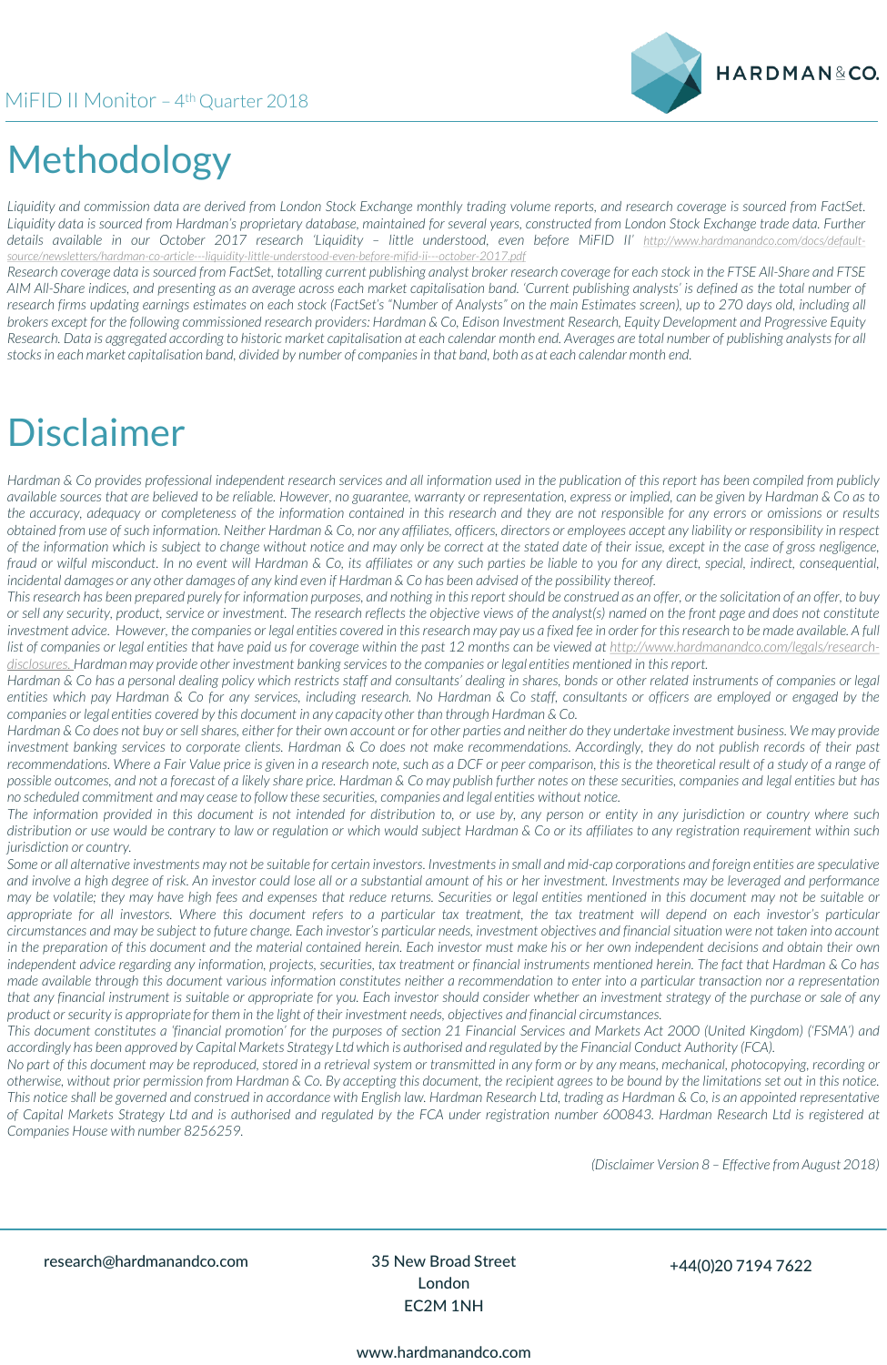# Methodology

*Liquidity and commission data are derived from London Stock Exchange monthly trading volume reports, and research coverage is sourced from FactSet. Liquidity data is sourced from Hardman's proprietary database, maintained for several years, constructed from London Stock Exchange trade data. Further details available in our October 2017 research 'Liquidity – little understood, even before MiFID II' http://www.hardmanandco.com/docs/default-source/newsletters/hardman-co-article---liquidity-little-understood-even-before-mifid-ii---october-2017.pdf*

*Research coverage data is sourced from FactSet, totalling current publishing analyst broker research coverage for each stock in the FTSE All-Share and FTSE AIM All-Share indices, and presenting as an average across each market capitalisation band. 'Current publishing analysts' is defined as the total number of research firms updating earnings estimates on each stock (FactSet's "Number of Analysts" on the main Estimates screen), up to 270 days old, including all brokers except for the following commissioned research providers: Hardman & Co, Edison Investment Research, Equity Development and Progressive Equity Research. Data is aggregated according to historic market capitalisation at each calendar month end. Averages are total number of publishing analysts for all stocks in each market capitalisation band, divided by number of companies in that band, both as at each calendar month end.*

# Disclaimer

*Hardman & Co provides professional independent research services and all information used in the publication of this report has been compiled from publicly available sources that are believed to be reliable. However, no guarantee, warranty or representation, express or implied, can be given by Hardman & Co as to the accuracy, adequacy or completeness of the information contained in this research and they are not responsible for any errors or omissions or results obtained from use of such information. Neither Hardman & Co, nor any affiliates, officers, directors or employees accept any liability or responsibility in respect of the information which is subject to change without notice and may only be correct at the stated date of their issue, except in the case of gross negligence, fraud or wilful misconduct. In no event will Hardman & Co, its affiliates or any such parties be liable to you for any direct, special, indirect, consequential, incidental damages or any other damages of any kind even if Hardman & Co has been advised of the possibility thereof.*

*This research has been prepared purely for information purposes, and nothing in this report should be construed as an offer, or the solicitation of an offer, to buy or sell any security, product, service or investment. The research reflects the objective views of the analyst(s) named on the front page and does not constitute investment advice. However, the companies or legal entities covered in this research may pay us a fixed fee in order for this research to be made available. A full list of companies or legal entities that have paid us for coverage within the past 12 months can be viewed at http://www.hardmanandco.com/legals/research-disclosures. Hardman may provide other investment banking services to the companies or legal entities mentioned in this report.*

*Hardman & Co has a personal dealing policy which restricts staff and consultants' dealing in shares, bonds or other related instruments of companies or legal entities which pay Hardman & Co for any services, including research. No Hardman & Co staff, consultants or officers are employed or engaged by the companies or legal entities covered by this document in any capacity other than through Hardman & Co.*

*Hardman & Co does not buy or sell shares, either for their own account or for other parties and neither do they undertake investment business. We may provide investment banking services to corporate clients. Hardman & Co does not make recommendations. Accordingly, they do not publish records of their past recommendations. Where a Fair Value price is given in a research note, such as a DCF or peer comparison, this is the theoretical result of a study of a range of possible outcomes, and not a forecast of a likely share price. Hardman & Co may publish further notes on these securities, companies and legal entities but has no scheduled commitment and may cease to follow these securities, companies and legal entities without notice.*

*The information provided in this document is not intended for distribution to, or use by, any person or entity in any jurisdiction or country where such distribution or use would be contrary to law or regulation or which would subject Hardman & Co or its affiliates to any registration requirement within such jurisdiction or country.*

*Some or all alternative investments may not be suitable for certain investors. Investments in small and mid-cap corporations and foreign entities are speculative and involve a high degree of risk. An investor could lose all or a substantial amount of his or her investment. Investments may be leveraged and performance may be volatile; they may have high fees and expenses that reduce returns. Securities or legal entities mentioned in this document may not be suitable or appropriate for all investors. Where this document refers to a particular tax treatment, the tax treatment will depend on each investor's particular circumstances and may be subject to future change. Each investor's particular needs, investment objectives and financial situation were not taken into account in the preparation of this document and the material contained herein. Each investor must make his or her own independent decisions and obtain their own independent advice regarding any information, projects, securities, tax treatment or financial instruments mentioned herein. The fact that Hardman & Co has made available through this document various information constitutes neither a recommendation to enter into a particular transaction nor a representation that any financial instrument is suitable or appropriate for you. Each investor should consider whether an investment strategy of the purchase or sale of any product or security is appropriate for them in the light of their investment needs, objectives and financial circumstances.*

*This document constitutes a 'financial promotion' for the purposes of section 21 Financial Services and Markets Act 2000 (United Kingdom) ('FSMA') and accordingly has been approved by Capital Markets Strategy Ltd which is authorised and regulated by the Financial Conduct Authority (FCA).*

*No part of this document may be reproduced, stored in a retrieval system or transmitted in any form or by any means, mechanical, photocopying, recording or otherwise, without prior permission from Hardman & Co. By accepting this document, the recipient agrees to be bound by the limitations set out in this notice. This notice shall be governed and construed in accordance with English law. Hardman Research Ltd, trading as Hardman & Co, is an appointed representative of Capital Markets Strategy Ltd and is authorised and regulated by the FCA under registration number 600843. Hardman Research Ltd is registered at Companies House with number 8256259.*

*(Disclaimer Version 8 – Effective from August 2018)*

research@hardmanandco.com

35 New Broad Street
London
EC2M 1NH

+44(0)20 7194 7622

www.hardmanandco.com